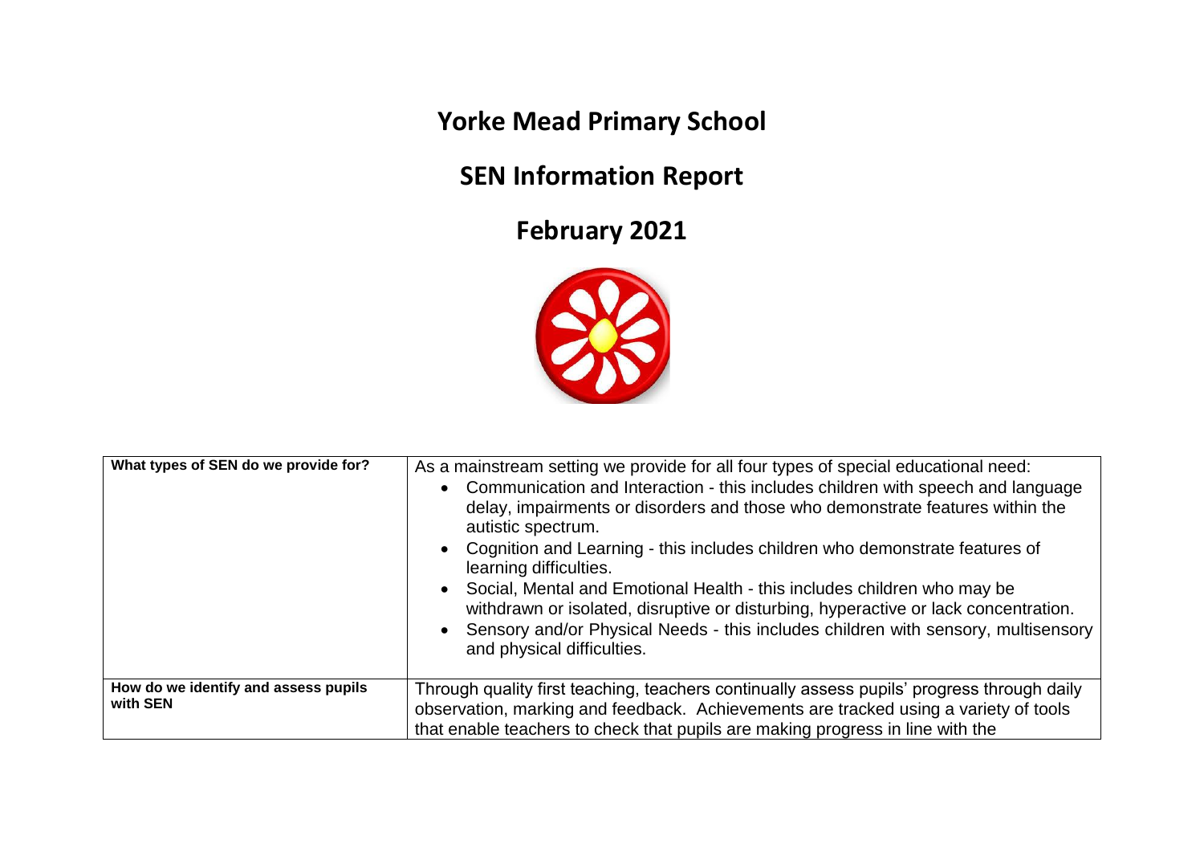# Yorke Mead Primary School

## SEN Information Report

## February 2021

| | |
|---|---|
| **What types of SEN do we provide for?** | As a mainstream setting we provide for all four types of special educational need:<br>• Communication and Interaction - this includes children with speech and language delay, impairments or disorders and those who demonstrate features within the autistic spectrum.<br>• Cognition and Learning - this includes children who demonstrate features of learning difficulties.<br>• Social, Mental and Emotional Health - this includes children who may be withdrawn or isolated, disruptive or disturbing, hyperactive or lack concentration.<br>• Sensory and/or Physical Needs - this includes children with sensory, multisensory and physical difficulties. |
| **How do we identify and assess pupils with SEN** | Through quality first teaching, teachers continually assess pupils' progress through daily observation, marking and feedback. Achievements are tracked using a variety of tools that enable teachers to check that pupils are making progress in line with the |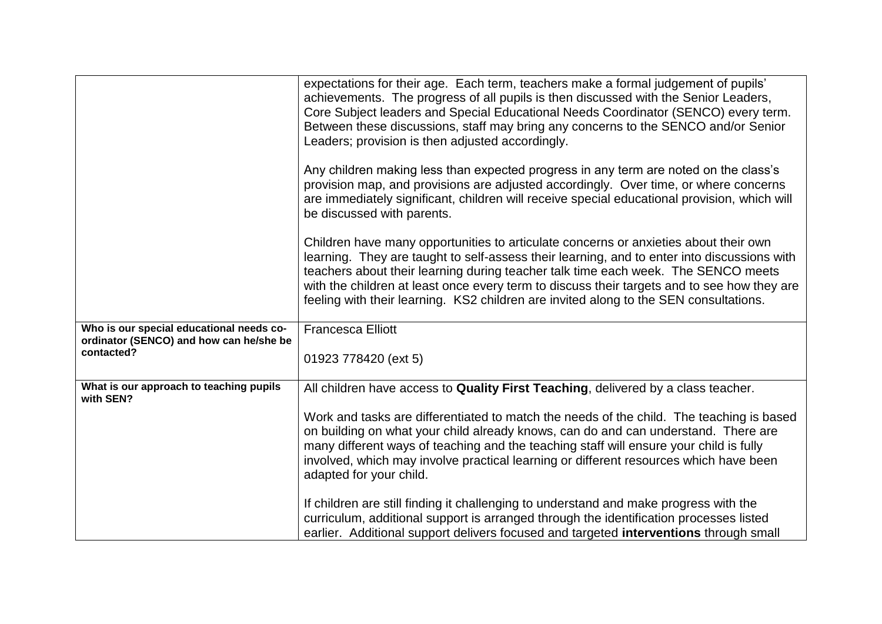| | |
|---|---|
| | expectations for their age. Each term, teachers make a formal judgement of pupils' achievements. The progress of all pupils is then discussed with the Senior Leaders, Core Subject leaders and Special Educational Needs Coordinator (SENCO) every term. Between these discussions, staff may bring any concerns to the SENCO and/or Senior Leaders; provision is then adjusted accordingly.<br><br>Any children making less than expected progress in any term are noted on the class's provision map, and provisions are adjusted accordingly. Over time, or where concerns are immediately significant, children will receive special educational provision, which will be discussed with parents.<br><br>Children have many opportunities to articulate concerns or anxieties about their own learning. They are taught to self-assess their learning, and to enter into discussions with teachers about their learning during teacher talk time each week. The SENCO meets with the children at least once every term to discuss their targets and to see how they are feeling with their learning. KS2 children are invited along to the SEN consultations. |
| **Who is our special educational needs co-ordinator (SENCO) and how can he/she be contacted?** | Francesca Elliott<br><br>01923 778420 (ext 5) |
| **What is our approach to teaching pupils with SEN?** | All children have access to **Quality First Teaching**, delivered by a class teacher.<br><br>Work and tasks are differentiated to match the needs of the child. The teaching is based on building on what your child already knows, can do and can understand. There are many different ways of teaching and the teaching staff will ensure your child is fully involved, which may involve practical learning or different resources which have been adapted for your child.<br><br>If children are still finding it challenging to understand and make progress with the curriculum, additional support is arranged through the identification processes listed earlier. Additional support delivers focused and targeted **interventions** through small |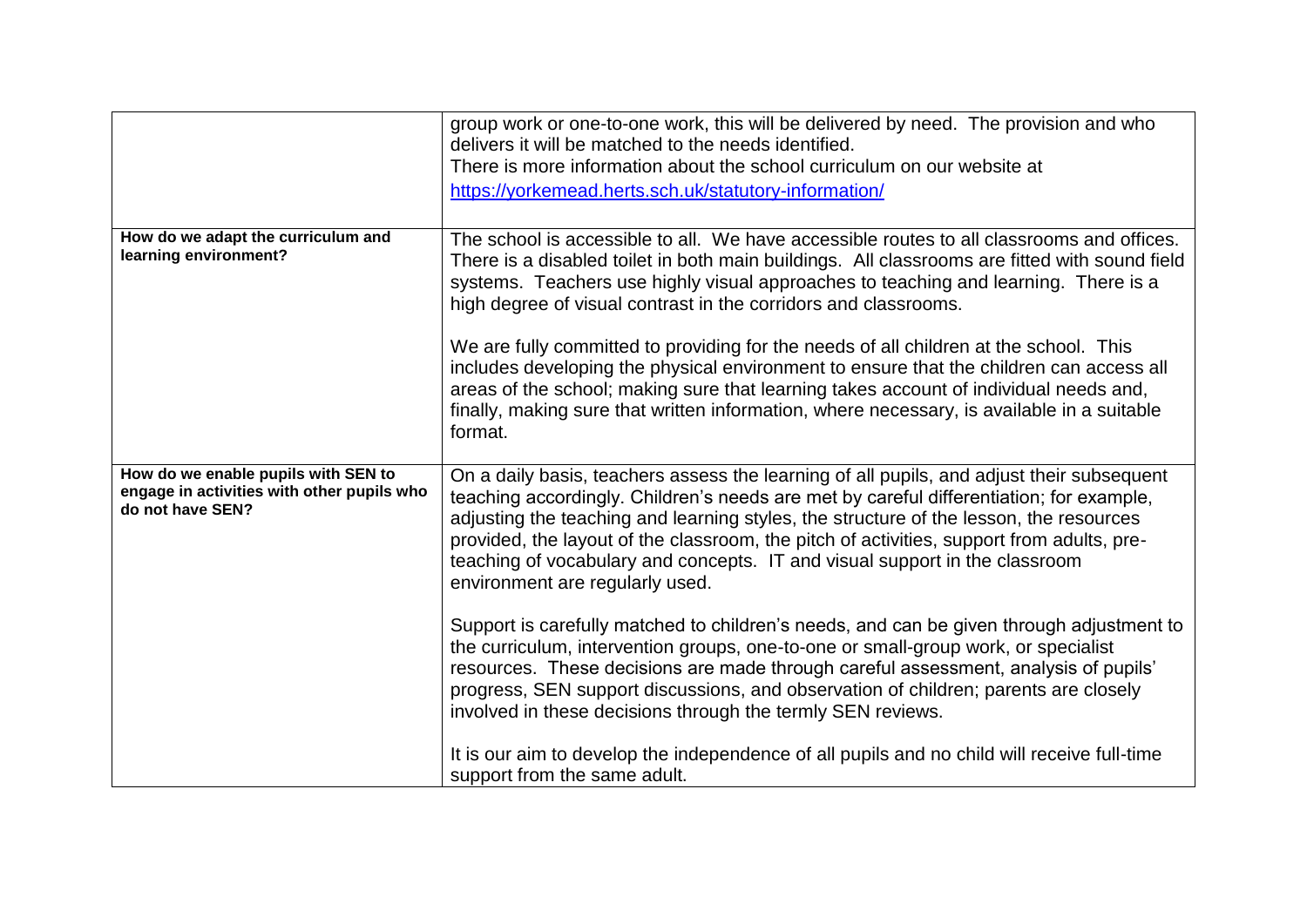| | |
|---|---|
| | group work or one-to-one work, this will be delivered by need. The provision and who delivers it will be matched to the needs identified.<br>There is more information about the school curriculum on our website at [https://yorkemead.herts.sch.uk/statutory-information/](https://yorkemead.herts.sch.uk/statutory-information/) |
| **How do we adapt the curriculum and learning environment?** | The school is accessible to all. We have accessible routes to all classrooms and offices. There is a disabled toilet in both main buildings. All classrooms are fitted with sound field systems. Teachers use highly visual approaches to teaching and learning. There is a high degree of visual contrast in the corridors and classrooms.<br><br>We are fully committed to providing for the needs of all children at the school. This includes developing the physical environment to ensure that the children can access all areas of the school; making sure that learning takes account of individual needs and, finally, making sure that written information, where necessary, is available in a suitable format. |
| **How do we enable pupils with SEN to engage in activities with other pupils who do not have SEN?** | On a daily basis, teachers assess the learning of all pupils, and adjust their subsequent teaching accordingly. Children's needs are met by careful differentiation; for example, adjusting the teaching and learning styles, the structure of the lesson, the resources provided, the layout of the classroom, the pitch of activities, support from adults, pre-teaching of vocabulary and concepts. IT and visual support in the classroom environment are regularly used.<br><br>Support is carefully matched to children's needs, and can be given through adjustment to the curriculum, intervention groups, one-to-one or small-group work, or specialist resources. These decisions are made through careful assessment, analysis of pupils' progress, SEN support discussions, and observation of children; parents are closely involved in these decisions through the termly SEN reviews.<br><br>It is our aim to develop the independence of all pupils and no child will receive full-time support from the same adult. |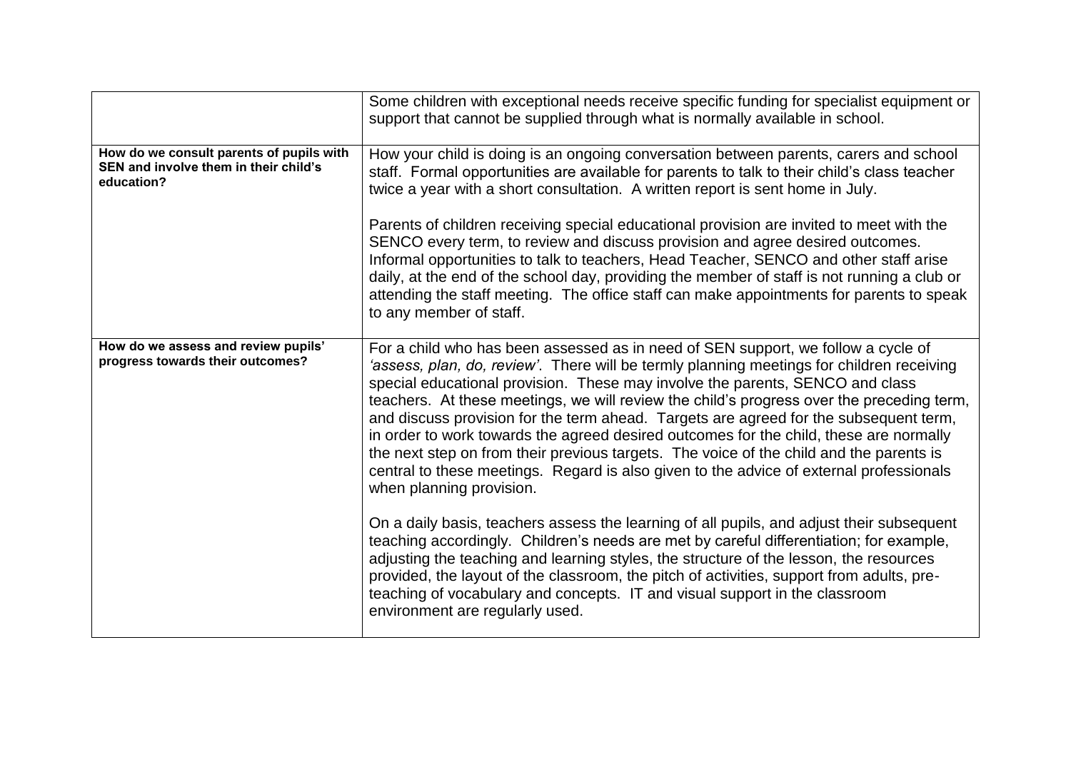| | |
|---|---|
| | Some children with exceptional needs receive specific funding for specialist equipment or support that cannot be supplied through what is normally available in school. |
| **How do we consult parents of pupils with SEN and involve them in their child's education?** | How your child is doing is an ongoing conversation between parents, carers and school staff. Formal opportunities are available for parents to talk to their child's class teacher twice a year with a short consultation. A written report is sent home in July.<br><br>Parents of children receiving special educational provision are invited to meet with the SENCO every term, to review and discuss provision and agree desired outcomes. Informal opportunities to talk to teachers, Head Teacher, SENCO and other staff arise daily, at the end of the school day, providing the member of staff is not running a club or attending the staff meeting. The office staff can make appointments for parents to speak to any member of staff. |
| **How do we assess and review pupils' progress towards their outcomes?** | For a child who has been assessed as in need of SEN support, we follow a cycle of *'assess, plan, do, review'*. There will be termly planning meetings for children receiving special educational provision. These may involve the parents, SENCO and class teachers. At these meetings, we will review the child's progress over the preceding term, and discuss provision for the term ahead. Targets are agreed for the subsequent term, in order to work towards the agreed desired outcomes for the child, these are normally the next step on from their previous targets. The voice of the child and the parents is central to these meetings. Regard is also given to the advice of external professionals when planning provision.<br><br>On a daily basis, teachers assess the learning of all pupils, and adjust their subsequent teaching accordingly. Children's needs are met by careful differentiation; for example, adjusting the teaching and learning styles, the structure of the lesson, the resources provided, the layout of the classroom, the pitch of activities, support from adults, pre-teaching of vocabulary and concepts. IT and visual support in the classroom environment are regularly used. |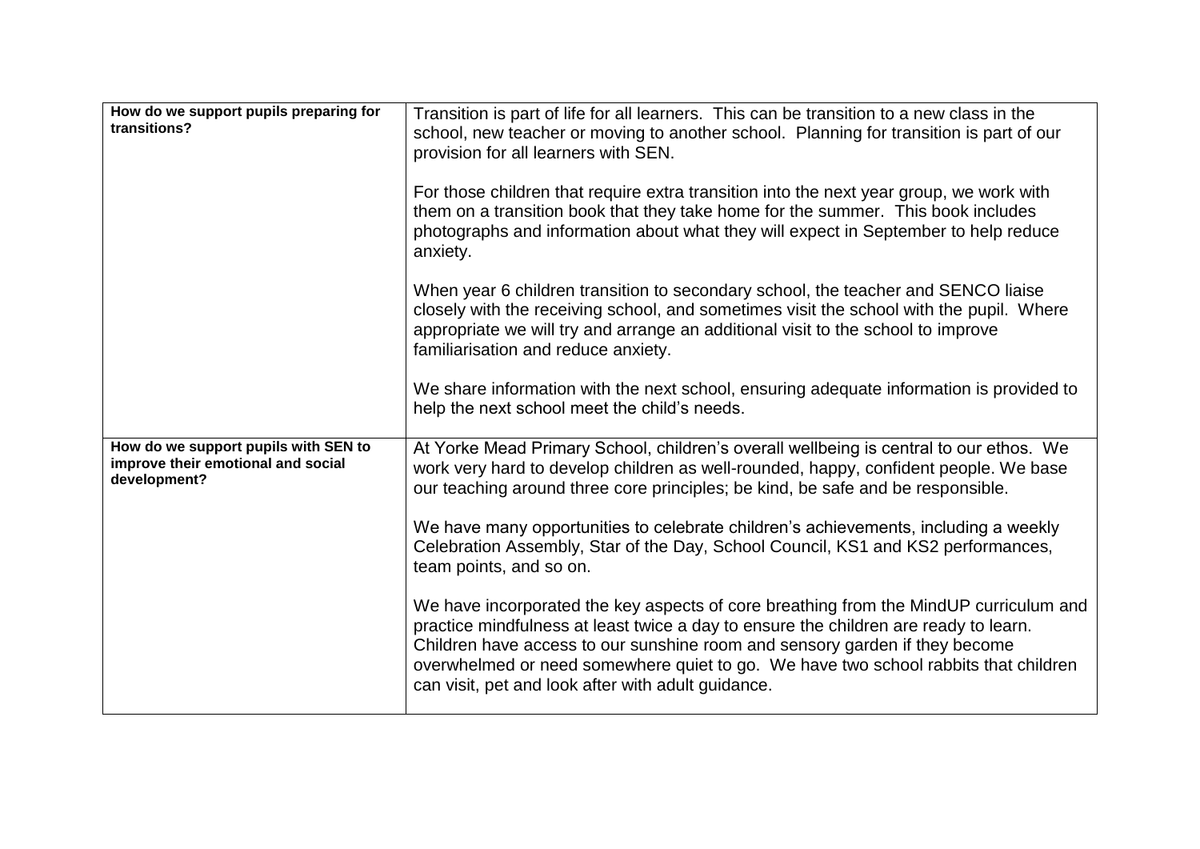| | |
|---|---|
| **How do we support pupils preparing for transitions?** | Transition is part of life for all learners. This can be transition to a new class in the school, new teacher or moving to another school. Planning for transition is part of our provision for all learners with SEN.<br><br>For those children that require extra transition into the next year group, we work with them on a transition book that they take home for the summer. This book includes photographs and information about what they will expect in September to help reduce anxiety.<br><br>When year 6 children transition to secondary school, the teacher and SENCO liaise closely with the receiving school, and sometimes visit the school with the pupil. Where appropriate we will try and arrange an additional visit to the school to improve familiarisation and reduce anxiety.<br><br>We share information with the next school, ensuring adequate information is provided to help the next school meet the child's needs. |
| **How do we support pupils with SEN to improve their emotional and social development?** | At Yorke Mead Primary School, children's overall wellbeing is central to our ethos. We work very hard to develop children as well-rounded, happy, confident people. We base our teaching around three core principles; be kind, be safe and be responsible.<br><br>We have many opportunities to celebrate children's achievements, including a weekly Celebration Assembly, Star of the Day, School Council, KS1 and KS2 performances, team points, and so on.<br><br>We have incorporated the key aspects of core breathing from the MindUP curriculum and practice mindfulness at least twice a day to ensure the children are ready to learn. Children have access to our sunshine room and sensory garden if they become overwhelmed or need somewhere quiet to go. We have two school rabbits that children can visit, pet and look after with adult guidance. |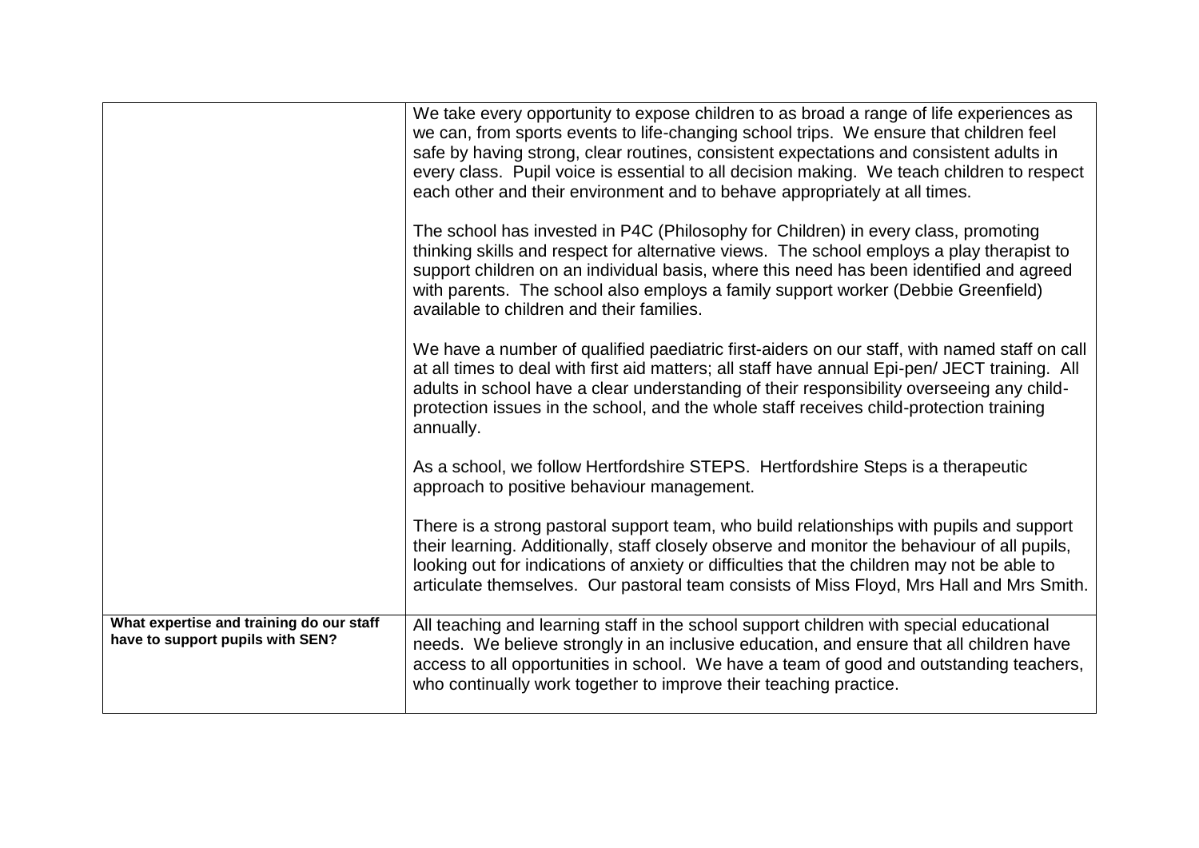| | |
|---|---|
| | We take every opportunity to expose children to as broad a range of life experiences as we can, from sports events to life-changing school trips. We ensure that children feel safe by having strong, clear routines, consistent expectations and consistent adults in every class. Pupil voice is essential to all decision making. We teach children to respect each other and their environment and to behave appropriately at all times.<br><br>The school has invested in P4C (Philosophy for Children) in every class, promoting thinking skills and respect for alternative views. The school employs a play therapist to support children on an individual basis, where this need has been identified and agreed with parents. The school also employs a family support worker (Debbie Greenfield) available to children and their families.<br><br>We have a number of qualified paediatric first-aiders on our staff, with named staff on call at all times to deal with first aid matters; all staff have annual Epi-pen/ JECT training. All adults in school have a clear understanding of their responsibility overseeing any child-protection issues in the school, and the whole staff receives child-protection training annually.<br><br>As a school, we follow Hertfordshire STEPS. Hertfordshire Steps is a therapeutic approach to positive behaviour management.<br><br>There is a strong pastoral support team, who build relationships with pupils and support their learning. Additionally, staff closely observe and monitor the behaviour of all pupils, looking out for indications of anxiety or difficulties that the children may not be able to articulate themselves. Our pastoral team consists of Miss Floyd, Mrs Hall and Mrs Smith. |
| **What expertise and training do our staff have to support pupils with SEN?** | All teaching and learning staff in the school support children with special educational needs. We believe strongly in an inclusive education, and ensure that all children have access to all opportunities in school. We have a team of good and outstanding teachers, who continually work together to improve their teaching practice. |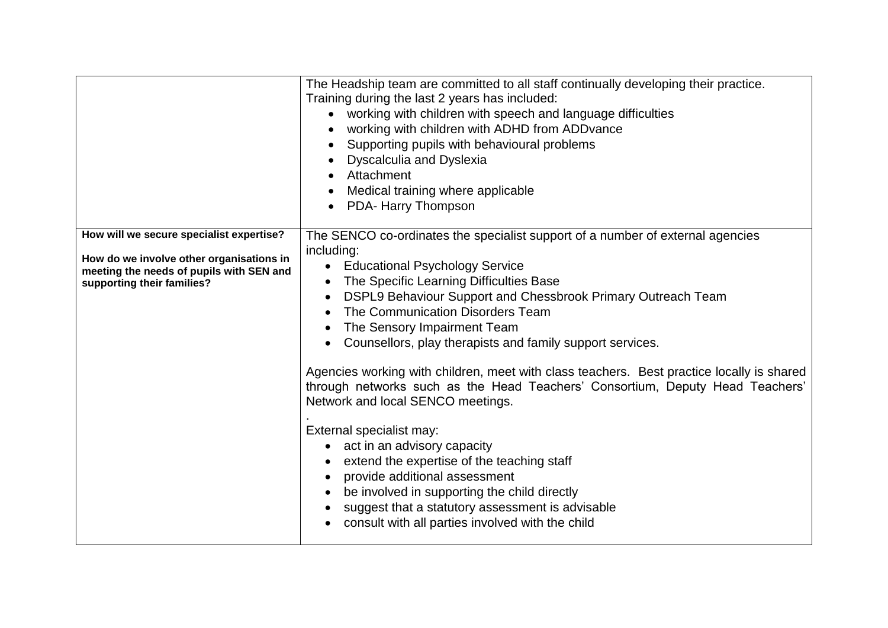| | |
|---|---|
| | The Headship team are committed to all staff continually developing their practice.<br>Training during the last 2 years has included:<br>• working with children with speech and language difficulties<br>• working with children with ADHD from ADDvance<br>• Supporting pupils with behavioural problems<br>• Dyscalculia and Dyslexia<br>• Attachment<br>• Medical training where applicable<br>• PDA- Harry Thompson |
| **How will we secure specialist expertise?**<br><br>**How do we involve other organisations in meeting the needs of pupils with SEN and supporting their families?** | The SENCO co-ordinates the specialist support of a number of external agencies including:<br>• Educational Psychology Service<br>• The Specific Learning Difficulties Base<br>• DSPL9 Behaviour Support and Chessbrook Primary Outreach Team<br>• The Communication Disorders Team<br>• The Sensory Impairment Team<br>• Counsellors, play therapists and family support services.<br><br>Agencies working with children, meet with class teachers. Best practice locally is shared through networks such as the Head Teachers' Consortium, Deputy Head Teachers' Network and local SENCO meetings.<br>.<br>External specialist may:<br>• act in an advisory capacity<br>• extend the expertise of the teaching staff<br>• provide additional assessment<br>• be involved in supporting the child directly<br>• suggest that a statutory assessment is advisable<br>• consult with all parties involved with the child |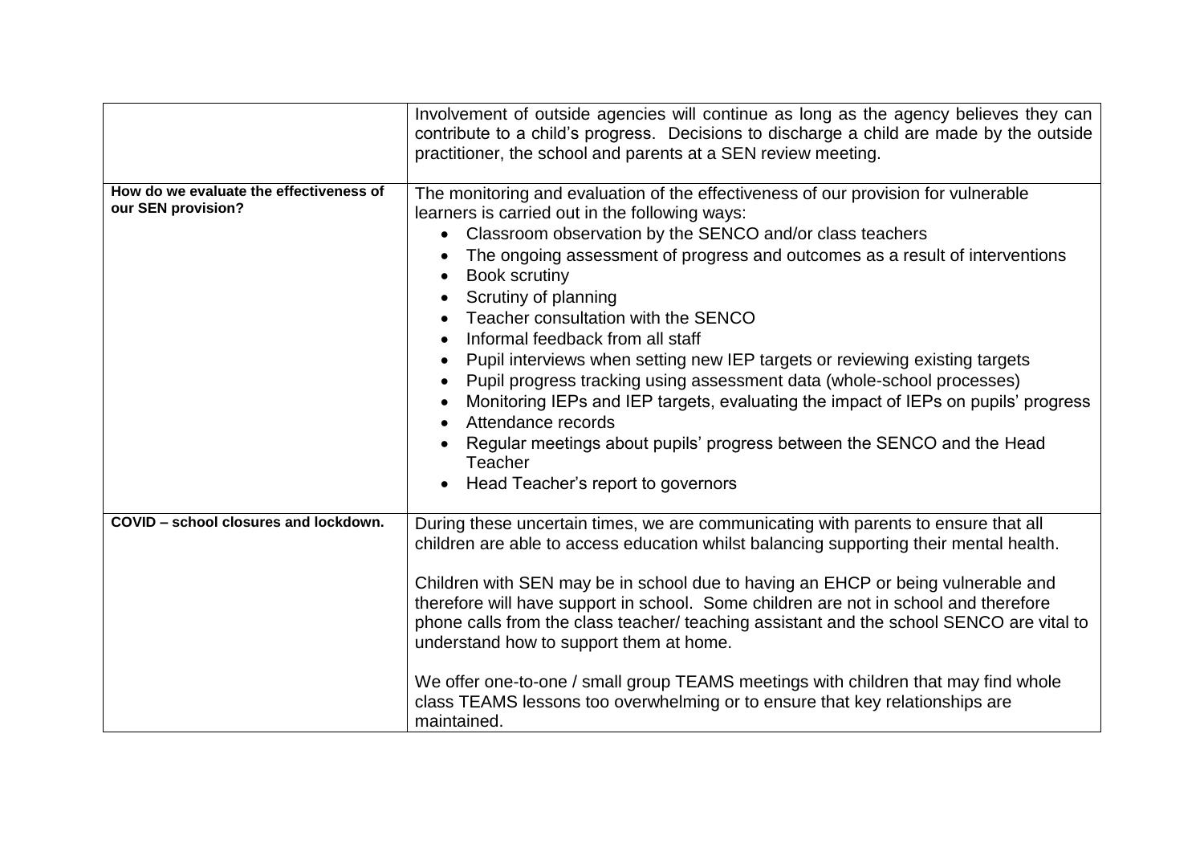| | |
|---|---|
| | Involvement of outside agencies will continue as long as the agency believes they can contribute to a child's progress. Decisions to discharge a child are made by the outside practitioner, the school and parents at a SEN review meeting. |
| **How do we evaluate the effectiveness of our SEN provision?** | The monitoring and evaluation of the effectiveness of our provision for vulnerable learners is carried out in the following ways:<br>• Classroom observation by the SENCO and/or class teachers<br>• The ongoing assessment of progress and outcomes as a result of interventions<br>• Book scrutiny<br>• Scrutiny of planning<br>• Teacher consultation with the SENCO<br>• Informal feedback from all staff<br>• Pupil interviews when setting new IEP targets or reviewing existing targets<br>• Pupil progress tracking using assessment data (whole-school processes)<br>• Monitoring IEPs and IEP targets, evaluating the impact of IEPs on pupils' progress<br>• Attendance records<br>• Regular meetings about pupils' progress between the SENCO and the Head Teacher<br>• Head Teacher's report to governors |
| **COVID – school closures and lockdown.** | During these uncertain times, we are communicating with parents to ensure that all children are able to access education whilst balancing supporting their mental health.<br><br>Children with SEN may be in school due to having an EHCP or being vulnerable and therefore will have support in school. Some children are not in school and therefore phone calls from the class teacher/ teaching assistant and the school SENCO are vital to understand how to support them at home.<br><br>We offer one-to-one / small group TEAMS meetings with children that may find whole class TEAMS lessons too overwhelming or to ensure that key relationships are maintained. |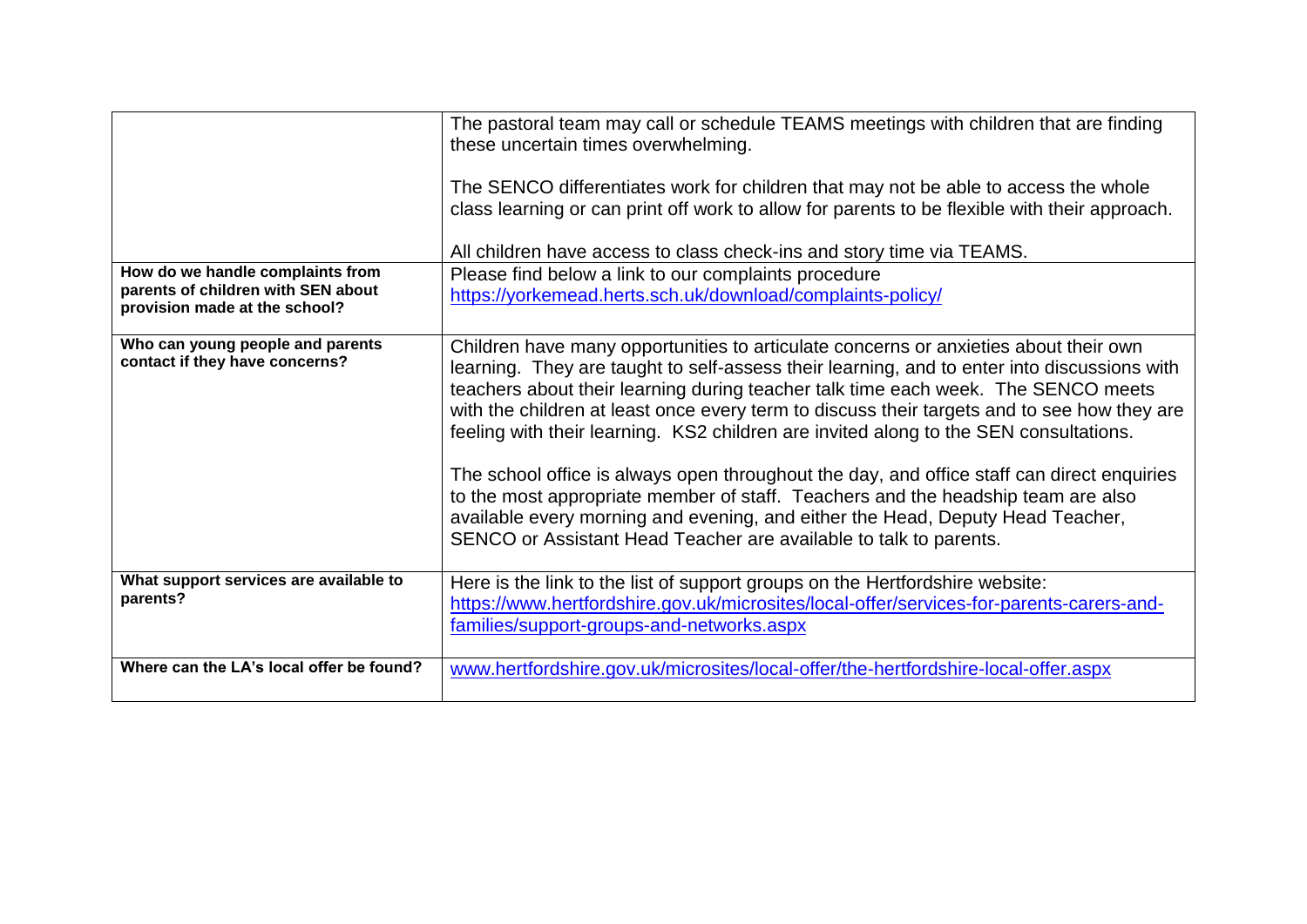| | |
|---|---|
| | The pastoral team may call or schedule TEAMS meetings with children that are finding these uncertain times overwhelming.<br><br>The SENCO differentiates work for children that may not be able to access the whole class learning or can print off work to allow for parents to be flexible with their approach.<br><br>All children have access to class check-ins and story time via TEAMS. |
| **How do we handle complaints from parents of children with SEN about provision made at the school?** | Please find below a link to our complaints procedure<br>https://yorkemead.herts.sch.uk/download/complaints-policy/ |
| **Who can young people and parents contact if they have concerns?** | Children have many opportunities to articulate concerns or anxieties about their own learning. They are taught to self-assess their learning, and to enter into discussions with teachers about their learning during teacher talk time each week. The SENCO meets with the children at least once every term to discuss their targets and to see how they are feeling with their learning. KS2 children are invited along to the SEN consultations.<br><br>The school office is always open throughout the day, and office staff can direct enquiries to the most appropriate member of staff. Teachers and the headship team are also available every morning and evening, and either the Head, Deputy Head Teacher, SENCO or Assistant Head Teacher are available to talk to parents. |
| **What support services are available to parents?** | Here is the link to the list of support groups on the Hertfordshire website:<br>https://www.hertfordshire.gov.uk/microsites/local-offer/services-for-parents-carers-and-families/support-groups-and-networks.aspx |
| **Where can the LA's local offer be found?** | www.hertfordshire.gov.uk/microsites/local-offer/the-hertfordshire-local-offer.aspx |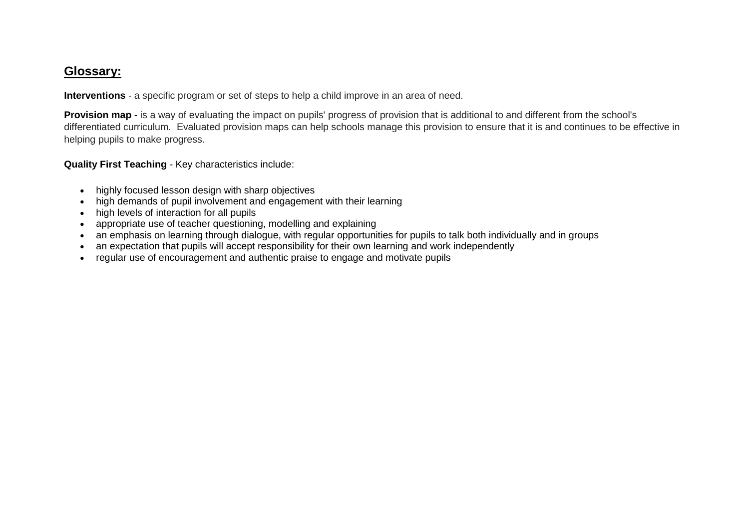## Glossary:

**Interventions** - a specific program or set of steps to help a child improve in an area of need.

**Provision map** - is a way of evaluating the impact on pupils' progress of provision that is additional to and different from the school's differentiated curriculum. Evaluated provision maps can help schools manage this provision to ensure that it is and continues to be effective in helping pupils to make progress.

**Quality First Teaching** - Key characteristics include:

- highly focused lesson design with sharp objectives
- high demands of pupil involvement and engagement with their learning
- high levels of interaction for all pupils
- appropriate use of teacher questioning, modelling and explaining
- an emphasis on learning through dialogue, with regular opportunities for pupils to talk both individually and in groups
- an expectation that pupils will accept responsibility for their own learning and work independently
- regular use of encouragement and authentic praise to engage and motivate pupils